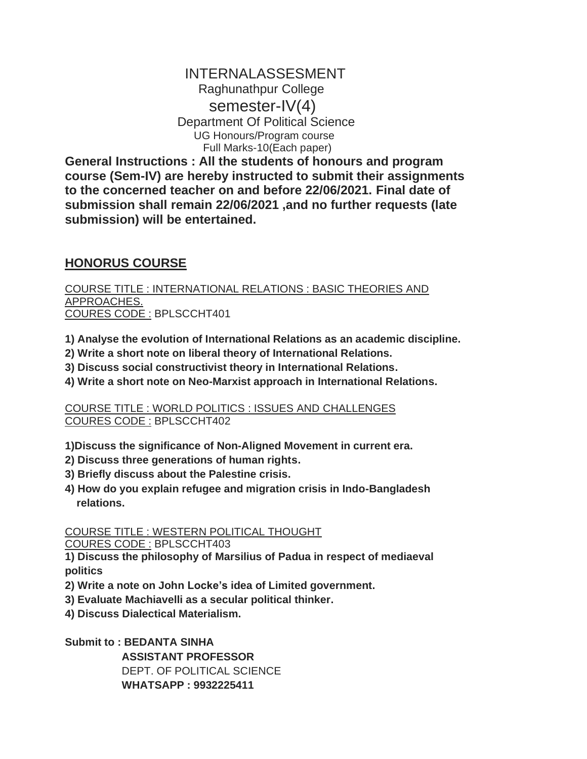# INTERNALASSESMENT

Raghunathpur College

semester-IV(4)

Department Of Political Science

UG Honours/Program course

Full Marks-10(Each paper)

**General Instructions : All the students of honours and program course (Sem-IV) are hereby instructed to submit their assignments to the concerned teacher on and before 22/06/2021. Final date of submission shall remain 22/06/2021 ,and no further requests (late submission) will be entertained.**

## HONORUS COURSE

COURSE TITLE : INTERNATIONAL RELATIONS : BASIC THEORIES AND APPROACHES.
COURES CODE : BPLSCCHT401

**1) Analyse the evolution of International Relations as an academic discipline.**
**2) Write a short note on liberal theory of International Relations.**
**3) Discuss social constructivist theory in International Relations.**
**4) Write a short note on Neo-Marxist approach in International Relations.**

COURSE TITLE : WORLD POLITICS : ISSUES AND CHALLENGES
COURES CODE : BPLSCCHT402

**1)Discuss the significance of Non-Aligned Movement in current era.**
**2) Discuss three generations of human rights.**
**3) Briefly discuss about the Palestine crisis.**
**4) How do you explain refugee and migration crisis in Indo-Bangladesh relations.**

COURSE TITLE : WESTERN POLITICAL THOUGHT
COURES CODE : BPLSCCHT403

**1) Discuss the philosophy of Marsilius of Padua in respect of mediaeval politics**
**2) Write a note on John Locke's idea of Limited government.**
**3) Evaluate Machiavelli as a secular political thinker.**
**4) Discuss Dialectical Materialism.**

**Submit to : BEDANTA SINHA**
**ASSISTANT PROFESSOR**
DEPT. OF POLITICAL SCIENCE
**WHATSAPP : 9932225411**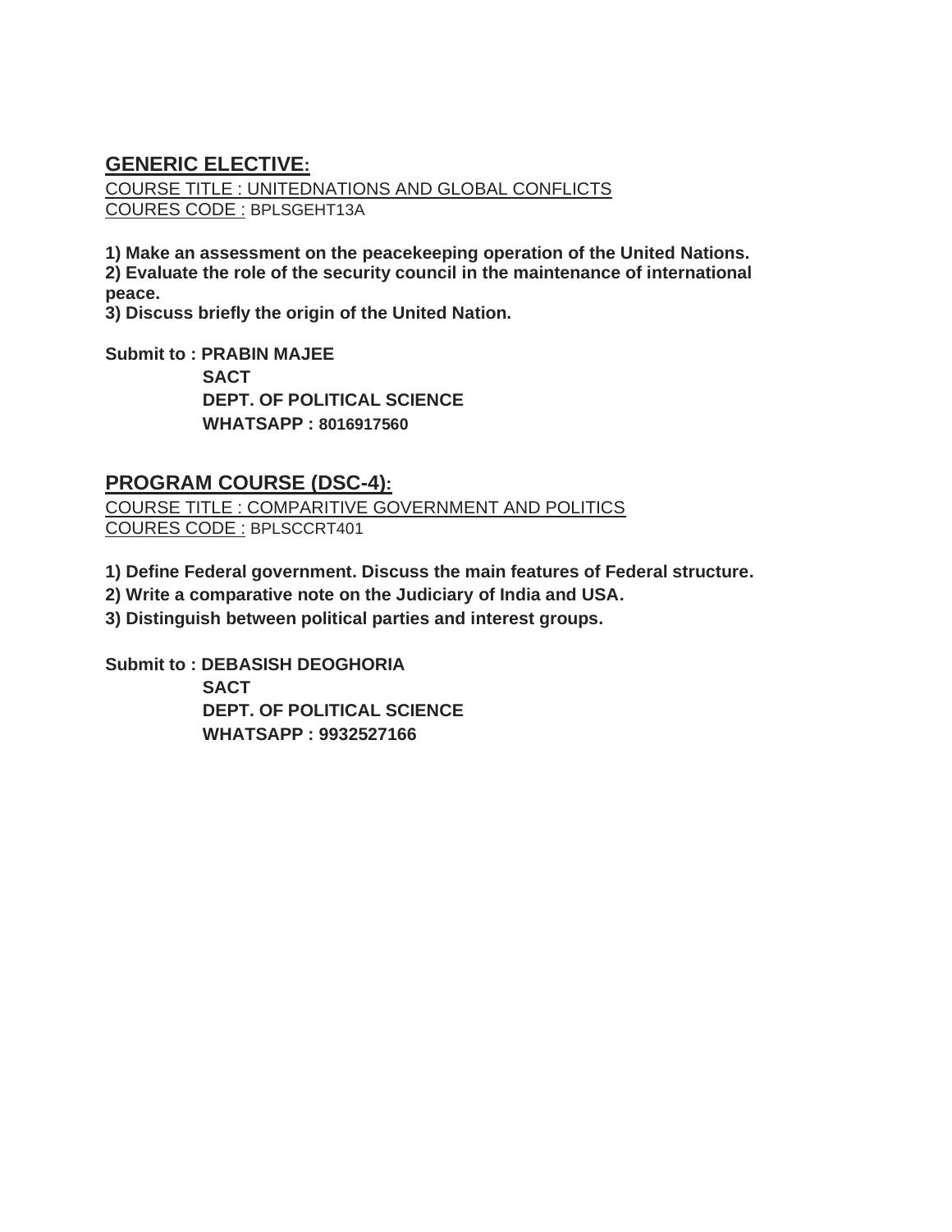## GENERIC ELECTIVE:

COURSE TITLE : UNITEDNATIONS AND GLOBAL CONFLICTS
COURES CODE : BPLSGEHT13A

**1) Make an assessment on the peacekeeping operation of the United Nations.**
**2) Evaluate the role of the security council in the maintenance of international peace.**
**3) Discuss briefly the origin of the United Nation.**

**Submit to : PRABIN MAJEE**
**SACT**
**DEPT. OF POLITICAL SCIENCE**
**WHATSAPP : 8016917560**

## PROGRAM COURSE (DSC-4):

COURSE TITLE : COMPARITIVE GOVERNMENT AND POLITICS
COURES CODE : BPLSCCRT401

**1) Define Federal government. Discuss the main features of Federal structure.**
**2) Write a comparative note on the Judiciary of India and USA.**
**3) Distinguish between political parties and interest groups.**

**Submit to : DEBASISH DEOGHORIA**
**SACT**
**DEPT. OF POLITICAL SCIENCE**
**WHATSAPP : 9932527166**